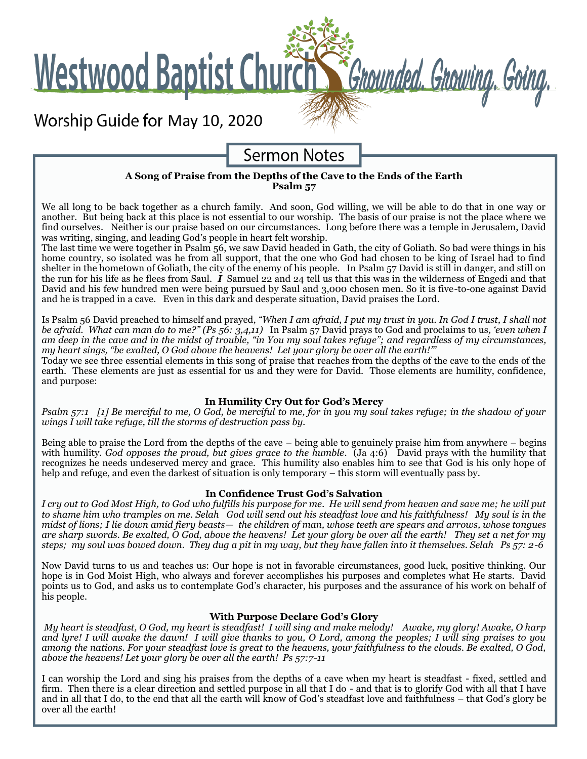# Westwood Baptist Church

*Grounded. Growing. Going.*

## Worship Guide for May 10, 2020

## Sermon Notes

**A Song of Praise from the Depths of the Cave to the Ends of the Earth**
**Psalm 57**

We all long to be back together as a church family. And soon, God willing, we will be able to do that in one way or another. But being back at this place is not essential to our worship. The basis of our praise is not the place where we find ourselves. Neither is our praise based on our circumstances. Long before there was a temple in Jerusalem, David was writing, singing, and leading God's people in heart felt worship.

The last time we were together in Psalm 56, we saw David headed in Gath, the city of Goliath. So bad were things in his home country, so isolated was he from all support, that the one who God had chosen to be king of Israel had to find shelter in the hometown of Goliath, the city of the enemy of his people. In Psalm 57 David is still in danger, and still on the run for his life as he flees from Saul. ***I*** Samuel 22 and 24 tell us that this was in the wilderness of Engedi and that David and his few hundred men were being pursued by Saul and 3,000 chosen men. So it is five-to-one against David and he is trapped in a cave. Even in this dark and desperate situation, David praises the Lord.

Is Psalm 56 David preached to himself and prayed, *"When I am afraid, I put my trust in you. In God I trust, I shall not be afraid. What can man do to me?" (Ps 56: 3,4,11)* In Psalm 57 David prays to God and proclaims to us, *'even when I am deep in the cave and in the midst of trouble, "in You my soul takes refuge"; and regardless of my circumstances, my heart sings, "be exalted, O God above the heavens! Let your glory be over all the earth!"'*

Today we see three essential elements in this song of praise that reaches from the depths of the cave to the ends of the earth. These elements are just as essential for us and they were for David. Those elements are humility, confidence, and purpose:

### In Humility Cry Out for God's Mercy

*Psalm 57:1 [1] Be merciful to me, O God, be merciful to me, for in you my soul takes refuge; in the shadow of your wings I will take refuge, till the storms of destruction pass by.*

Being able to praise the Lord from the depths of the cave – being able to genuinely praise him from anywhere – begins with humility. *God opposes the proud, but gives grace to the humble*. (Ja 4:6) David prays with the humility that recognizes he needs undeserved mercy and grace. This humility also enables him to see that God is his only hope of help and refuge, and even the darkest of situation is only temporary – this storm will eventually pass by.

### In Confidence Trust God's Salvation

*I cry out to God Most High, to God who fulfills his purpose for me. He will send from heaven and save me; he will put to shame him who tramples on me. Selah God will send out his steadfast love and his faithfulness! My soul is in the midst of lions; I lie down amid fiery beasts— the children of man, whose teeth are spears and arrows, whose tongues are sharp swords. Be exalted, O God, above the heavens! Let your glory be over all the earth! They set a net for my steps; my soul was bowed down. They dug a pit in my way, but they have fallen into it themselves. Selah Ps 57: 2-6*

Now David turns to us and teaches us: Our hope is not in favorable circumstances, good luck, positive thinking. Our hope is in God Moist High, who always and forever accomplishes his purposes and completes what He starts. David points us to God, and asks us to contemplate God's character, his purposes and the assurance of his work on behalf of his people.

### With Purpose Declare God's Glory

*My heart is steadfast, O God, my heart is steadfast! I will sing and make melody! Awake, my glory! Awake, O harp and lyre! I will awake the dawn! I will give thanks to you, O Lord, among the peoples; I will sing praises to you among the nations. For your steadfast love is great to the heavens, your faithfulness to the clouds. Be exalted, O God, above the heavens! Let your glory be over all the earth! Ps 57:7-11*

I can worship the Lord and sing his praises from the depths of a cave when my heart is steadfast - fixed, settled and firm. Then there is a clear direction and settled purpose in all that I do - and that is to glorify God with all that I have and in all that I do, to the end that all the earth will know of God's steadfast love and faithfulness – that God's glory be over all the earth!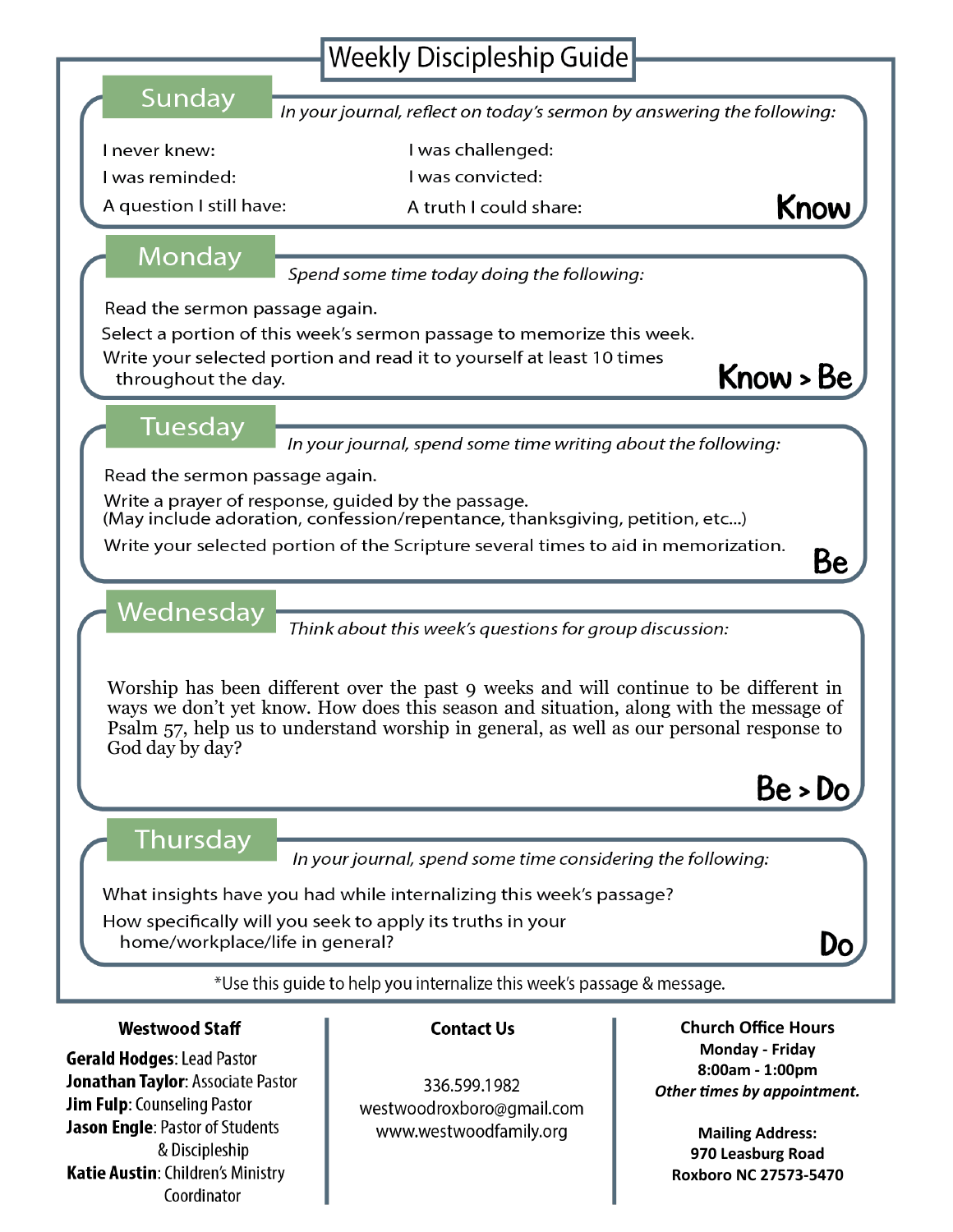# Weekly Discipleship Guide

## Sunday

*In your journal, reflect on today's sermon by answering the following:*

I never knew:

I was reminded:

A question I still have:

I was challenged:

I was convicted:

A truth I could share:

**Know**

## Monday

*Spend some time today doing the following:*

Read the sermon passage again.

Select a portion of this week's sermon passage to memorize this week.

Write your selected portion and read it to yourself at least 10 times throughout the day.

**Know > Be**

## Tuesday

*In your journal, spend some time writing about the following:*

Read the sermon passage again.

Write a prayer of response, guided by the passage.
(May include adoration, confession/repentance, thanksgiving, petition, etc...)

Write your selected portion of the Scripture several times to aid in memorization.

**Be**

## Wednesday

*Think about this week's questions for group discussion:*

Worship has been different over the past 9 weeks and will continue to be different in ways we don't yet know. How does this season and situation, along with the message of Psalm 57, help us to understand worship in general, as well as our personal response to God day by day?

**Be > Do**

## Thursday

*In your journal, spend some time considering the following:*

What insights have you had while internalizing this week's passage?

How specifically will you seek to apply its truths in your home/workplace/life in general?

**Do**

*Use this guide to help you internalize this week's passage & message.

### Westwood Staff

**Gerald Hodges**: Lead Pastor
**Jonathan Taylor**: Associate Pastor
**Jim Fulp**: Counseling Pastor
**Jason Engle**: Pastor of Students & Discipleship
**Katie Austin**: Children's Ministry Coordinator

### Contact Us

336.599.1982
westwoodroxboro@gmail.com
www.westwoodfamily.org

### Church Office Hours

**Monday - Friday**
**8:00am - 1:00pm**
***Other times by appointment.***

**Mailing Address:**
**970 Leasburg Road**
**Roxboro NC 27573-5470**